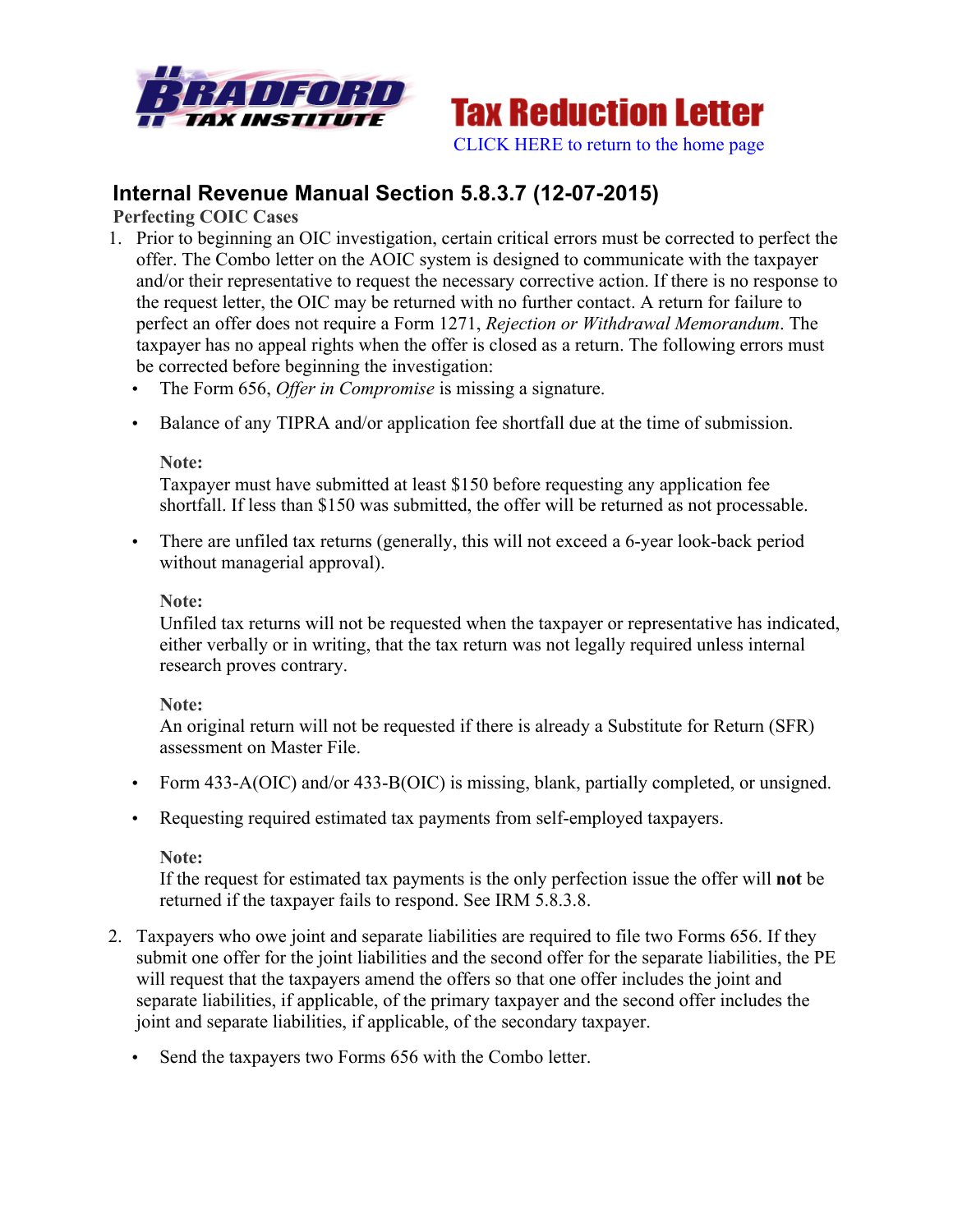**Bradford Tax Institute**

# Tax Reduction Letter

CLICK HERE to return to the home page

## Internal Revenue Manual Section 5.8.3.7 (12-07-2015)

### Perfecting COIC Cases

1. Prior to beginning an OIC investigation, certain critical errors must be corrected to perfect the offer. The Combo letter on the AOIC system is designed to communicate with the taxpayer and/or their representative to request the necessary corrective action. If there is no response to the request letter, the OIC may be returned with no further contact. A return for failure to perfect an offer does not require a Form 1271, *Rejection or Withdrawal Memorandum*. The taxpayer has no appeal rights when the offer is closed as a return. The following errors must be corrected before beginning the investigation:
   - The Form 656, *Offer in Compromise* is missing a signature.
   - Balance of any TIPRA and/or application fee shortfall due at the time of submission.

     **Note:**
     Taxpayer must have submitted at least $150 before requesting any application fee shortfall. If less than $150 was submitted, the offer will be returned as not processable.

   - There are unfiled tax returns (generally, this will not exceed a 6-year look-back period without managerial approval).

     **Note:**
     Unfiled tax returns will not be requested when the taxpayer or representative has indicated, either verbally or in writing, that the tax return was not legally required unless internal research proves contrary.

     **Note:**
     An original return will not be requested if there is already a Substitute for Return (SFR) assessment on Master File.

   - Form 433-A(OIC) and/or 433-B(OIC) is missing, blank, partially completed, or unsigned.
   - Requesting required estimated tax payments from self-employed taxpayers.

     **Note:**
     If the request for estimated tax payments is the only perfection issue the offer will **not** be returned if the taxpayer fails to respond. See IRM 5.8.3.8.

2. Taxpayers who owe joint and separate liabilities are required to file two Forms 656. If they submit one offer for the joint liabilities and the second offer for the separate liabilities, the PE will request that the taxpayers amend the offers so that one offer includes the joint and separate liabilities, if applicable, of the primary taxpayer and the second offer includes the joint and separate liabilities, if applicable, of the secondary taxpayer.
   - Send the taxpayers two Forms 656 with the Combo letter.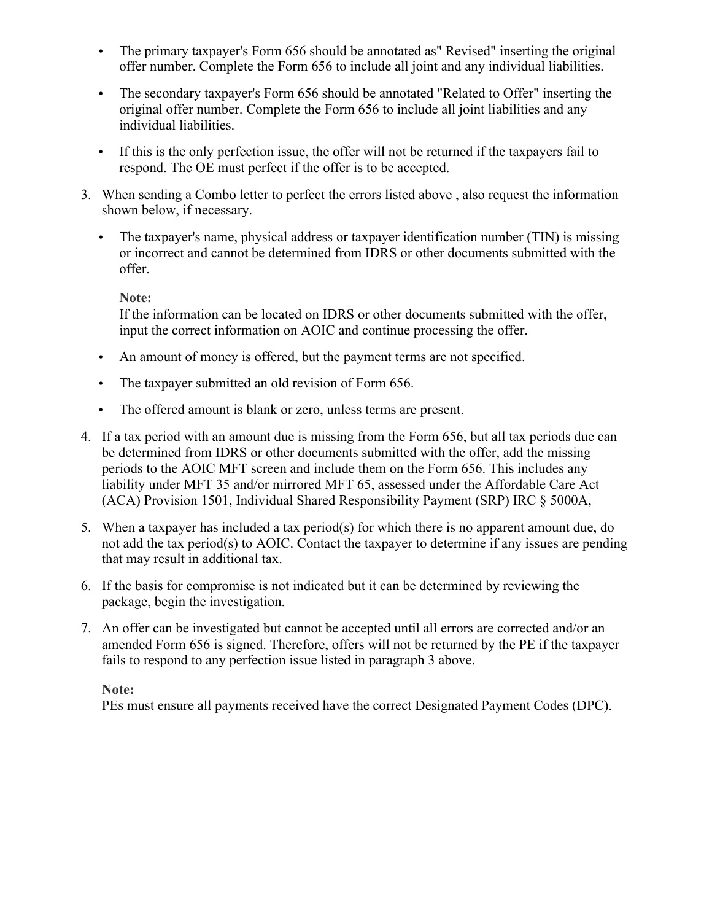- The primary taxpayer's Form 656 should be annotated as" Revised" inserting the original offer number. Complete the Form 656 to include all joint and any individual liabilities.
- The secondary taxpayer's Form 656 should be annotated "Related to Offer" inserting the original offer number. Complete the Form 656 to include all joint liabilities and any individual liabilities.
- If this is the only perfection issue, the offer will not be returned if the taxpayers fail to respond. The OE must perfect if the offer is to be accepted.

3. When sending a Combo letter to perfect the errors listed above , also request the information shown below, if necessary.
   - The taxpayer's name, physical address or taxpayer identification number (TIN) is missing or incorrect and cannot be determined from IDRS or other documents submitted with the offer.

     **Note:**
     If the information can be located on IDRS or other documents submitted with the offer, input the correct information on AOIC and continue processing the offer.
   - An amount of money is offered, but the payment terms are not specified.
   - The taxpayer submitted an old revision of Form 656.
   - The offered amount is blank or zero, unless terms are present.
4. If a tax period with an amount due is missing from the Form 656, but all tax periods due can be determined from IDRS or other documents submitted with the offer, add the missing periods to the AOIC MFT screen and include them on the Form 656. This includes any liability under MFT 35 and/or mirrored MFT 65, assessed under the Affordable Care Act (ACA) Provision 1501, Individual Shared Responsibility Payment (SRP) IRC § 5000A,
5. When a taxpayer has included a tax period(s) for which there is no apparent amount due, do not add the tax period(s) to AOIC. Contact the taxpayer to determine if any issues are pending that may result in additional tax.
6. If the basis for compromise is not indicated but it can be determined by reviewing the package, begin the investigation.
7. An offer can be investigated but cannot be accepted until all errors are corrected and/or an amended Form 656 is signed. Therefore, offers will not be returned by the PE if the taxpayer fails to respond to any perfection issue listed in paragraph 3 above.

   **Note:**
   PEs must ensure all payments received have the correct Designated Payment Codes (DPC).